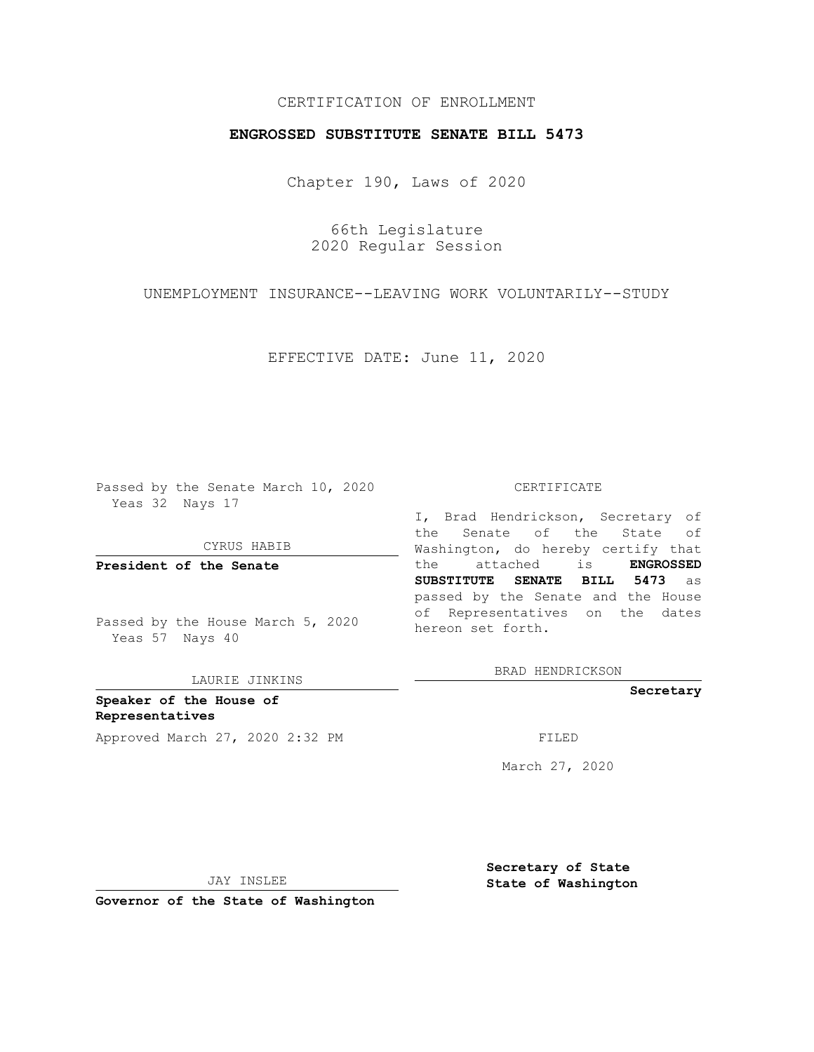CERTIFICATION OF ENROLLMENT

**ENGROSSED SUBSTITUTE SENATE BILL 5473**

Chapter 190, Laws of 2020

66th Legislature
2020 Regular Session

UNEMPLOYMENT INSURANCE--LEAVING WORK VOLUNTARILY--STUDY

EFFECTIVE DATE: June 11, 2020

Passed by the Senate March 10, 2020
Yeas 32 Nays 17

CYRUS HABIB

**President of the Senate**

Passed by the House March 5, 2020
Yeas 57 Nays 40

LAURIE JINKINS

**Speaker of the House of Representatives**

Approved March 27, 2020 2:32 PM

JAY INSLEE

**Governor of the State of Washington**

CERTIFICATE

I, Brad Hendrickson, Secretary of the Senate of the State of Washington, do hereby certify that the attached is **ENGROSSED SUBSTITUTE SENATE BILL 5473** as passed by the Senate and the House of Representatives on the dates hereon set forth.

BRAD HENDRICKSON

**Secretary**

FILED

March 27, 2020

**Secretary of State**
**State of Washington**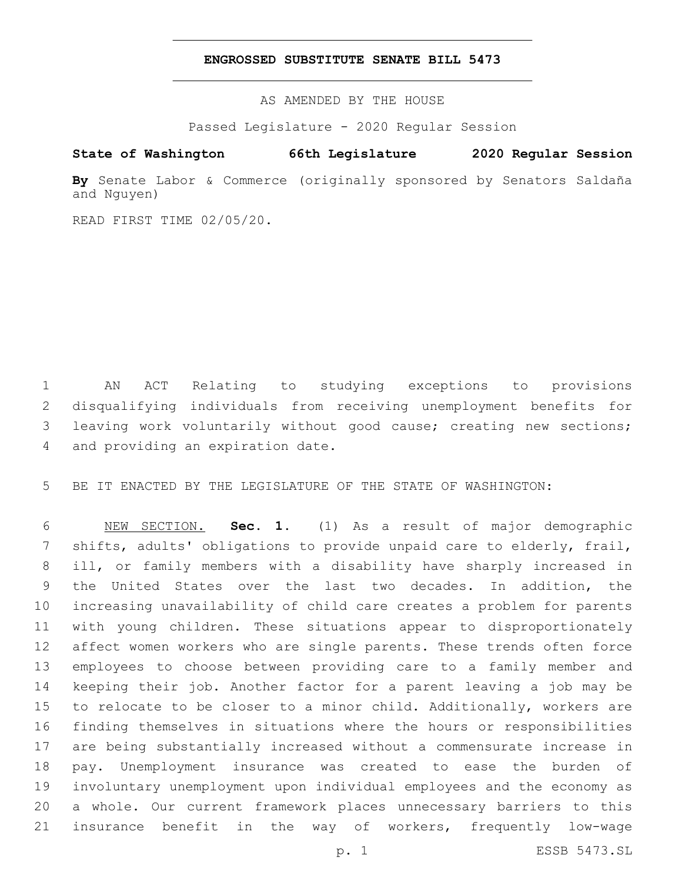# ENGROSSED SUBSTITUTE SENATE BILL 5473

AS AMENDED BY THE HOUSE

Passed Legislature - 2020 Regular Session

**State of Washington 66th Legislature 2020 Regular Session**

**By** Senate Labor & Commerce (originally sponsored by Senators Saldaña and Nguyen)

READ FIRST TIME 02/05/20.

AN ACT Relating to studying exceptions to provisions disqualifying individuals from receiving unemployment benefits for leaving work voluntarily without good cause; creating new sections; and providing an expiration date.

BE IT ENACTED BY THE LEGISLATURE OF THE STATE OF WASHINGTON:

NEW SECTION. **Sec. 1.** (1) As a result of major demographic shifts, adults' obligations to provide unpaid care to elderly, frail, ill, or family members with a disability have sharply increased in the United States over the last two decades. In addition, the increasing unavailability of child care creates a problem for parents with young children. These situations appear to disproportionately affect women workers who are single parents. These trends often force employees to choose between providing care to a family member and keeping their job. Another factor for a parent leaving a job may be to relocate to be closer to a minor child. Additionally, workers are finding themselves in situations where the hours or responsibilities are being substantially increased without a commensurate increase in pay. Unemployment insurance was created to ease the burden of involuntary unemployment upon individual employees and the economy as a whole. Our current framework places unnecessary barriers to this insurance benefit in the way of workers, frequently low-wage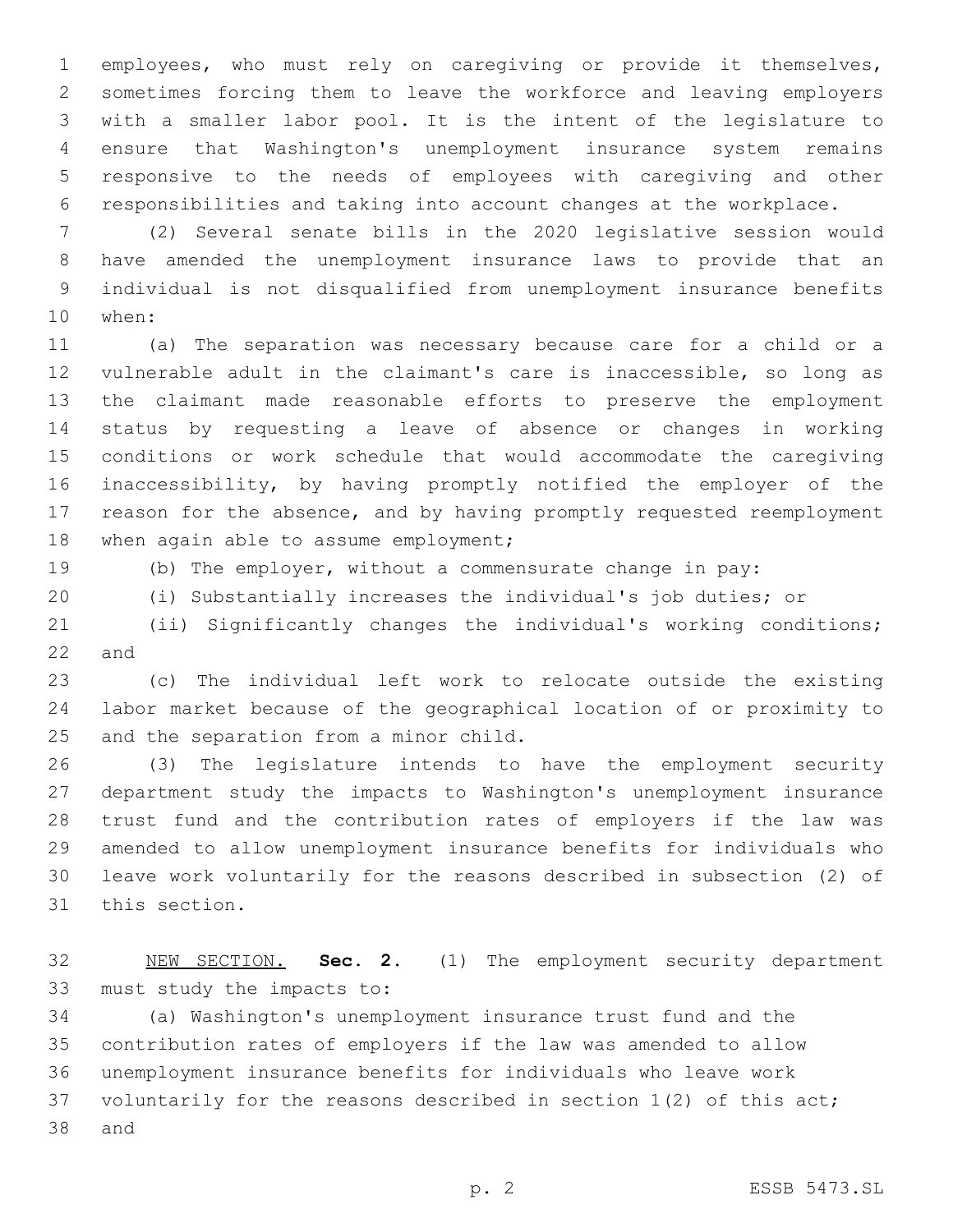employees, who must rely on caregiving or provide it themselves, sometimes forcing them to leave the workforce and leaving employers with a smaller labor pool. It is the intent of the legislature to ensure that Washington's unemployment insurance system remains responsive to the needs of employees with caregiving and other responsibilities and taking into account changes at the workplace.

(2) Several senate bills in the 2020 legislative session would have amended the unemployment insurance laws to provide that an individual is not disqualified from unemployment insurance benefits when:

(a) The separation was necessary because care for a child or a vulnerable adult in the claimant's care is inaccessible, so long as the claimant made reasonable efforts to preserve the employment status by requesting a leave of absence or changes in working conditions or work schedule that would accommodate the caregiving inaccessibility, by having promptly notified the employer of the reason for the absence, and by having promptly requested reemployment when again able to assume employment;

(b) The employer, without a commensurate change in pay:

(i) Substantially increases the individual's job duties; or

(ii) Significantly changes the individual's working conditions; and

(c) The individual left work to relocate outside the existing labor market because of the geographical location of or proximity to and the separation from a minor child.

(3) The legislature intends to have the employment security department study the impacts to Washington's unemployment insurance trust fund and the contribution rates of employers if the law was amended to allow unemployment insurance benefits for individuals who leave work voluntarily for the reasons described in subsection (2) of this section.

NEW SECTION. **Sec. 2.** (1) The employment security department must study the impacts to:

(a) Washington's unemployment insurance trust fund and the contribution rates of employers if the law was amended to allow unemployment insurance benefits for individuals who leave work voluntarily for the reasons described in section 1(2) of this act; and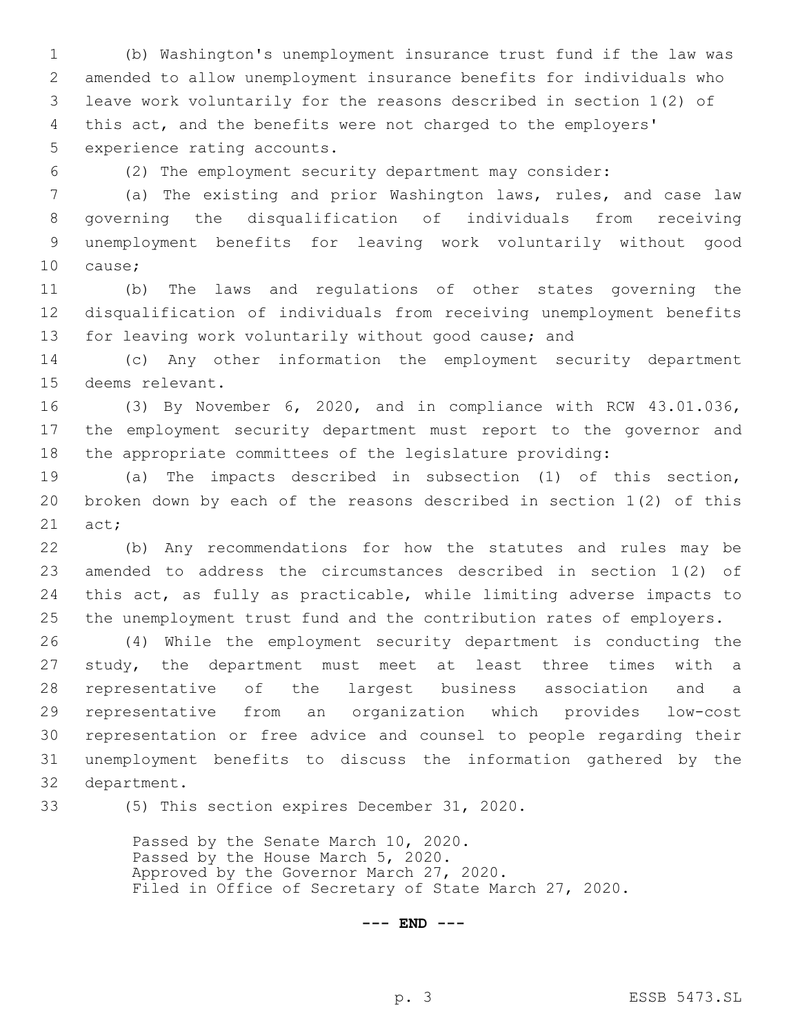(b) Washington's unemployment insurance trust fund if the law was amended to allow unemployment insurance benefits for individuals who leave work voluntarily for the reasons described in section 1(2) of this act, and the benefits were not charged to the employers' experience rating accounts.

(2) The employment security department may consider:

(a) The existing and prior Washington laws, rules, and case law governing the disqualification of individuals from receiving unemployment benefits for leaving work voluntarily without good cause;

(b) The laws and regulations of other states governing the disqualification of individuals from receiving unemployment benefits for leaving work voluntarily without good cause; and

(c) Any other information the employment security department deems relevant.

(3) By November 6, 2020, and in compliance with RCW 43.01.036, the employment security department must report to the governor and the appropriate committees of the legislature providing:

(a) The impacts described in subsection (1) of this section, broken down by each of the reasons described in section 1(2) of this act;

(b) Any recommendations for how the statutes and rules may be amended to address the circumstances described in section 1(2) of this act, as fully as practicable, while limiting adverse impacts to the unemployment trust fund and the contribution rates of employers.

(4) While the employment security department is conducting the study, the department must meet at least three times with a representative of the largest business association and a representative from an organization which provides low-cost representation or free advice and counsel to people regarding their unemployment benefits to discuss the information gathered by the department.

(5) This section expires December 31, 2020.

Passed by the Senate March 10, 2020.
Passed by the House March 5, 2020.
Approved by the Governor March 27, 2020.
Filed in Office of Secretary of State March 27, 2020.

**--- END ---**